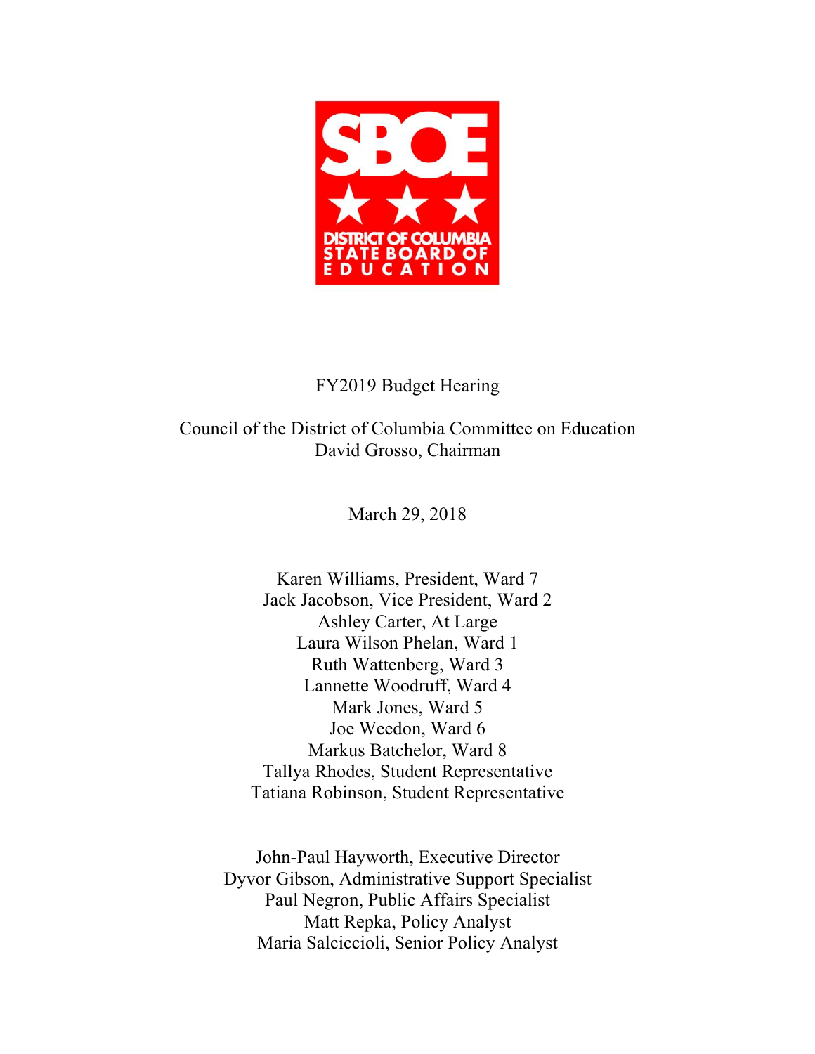SBOE

DISTRICT OF COLUMBIA STATE BOARD OF EDUCATION

FY2019 Budget Hearing

Council of the District of Columbia Committee on Education
David Grosso, Chairman

March 29, 2018

Karen Williams, President, Ward 7
Jack Jacobson, Vice President, Ward 2
Ashley Carter, At Large
Laura Wilson Phelan, Ward 1
Ruth Wattenberg, Ward 3
Lannette Woodruff, Ward 4
Mark Jones, Ward 5
Joe Weedon, Ward 6
Markus Batchelor, Ward 8
Tallya Rhodes, Student Representative
Tatiana Robinson, Student Representative

John-Paul Hayworth, Executive Director
Dyvor Gibson, Administrative Support Specialist
Paul Negron, Public Affairs Specialist
Matt Repka, Policy Analyst
Maria Salciccioli, Senior Policy Analyst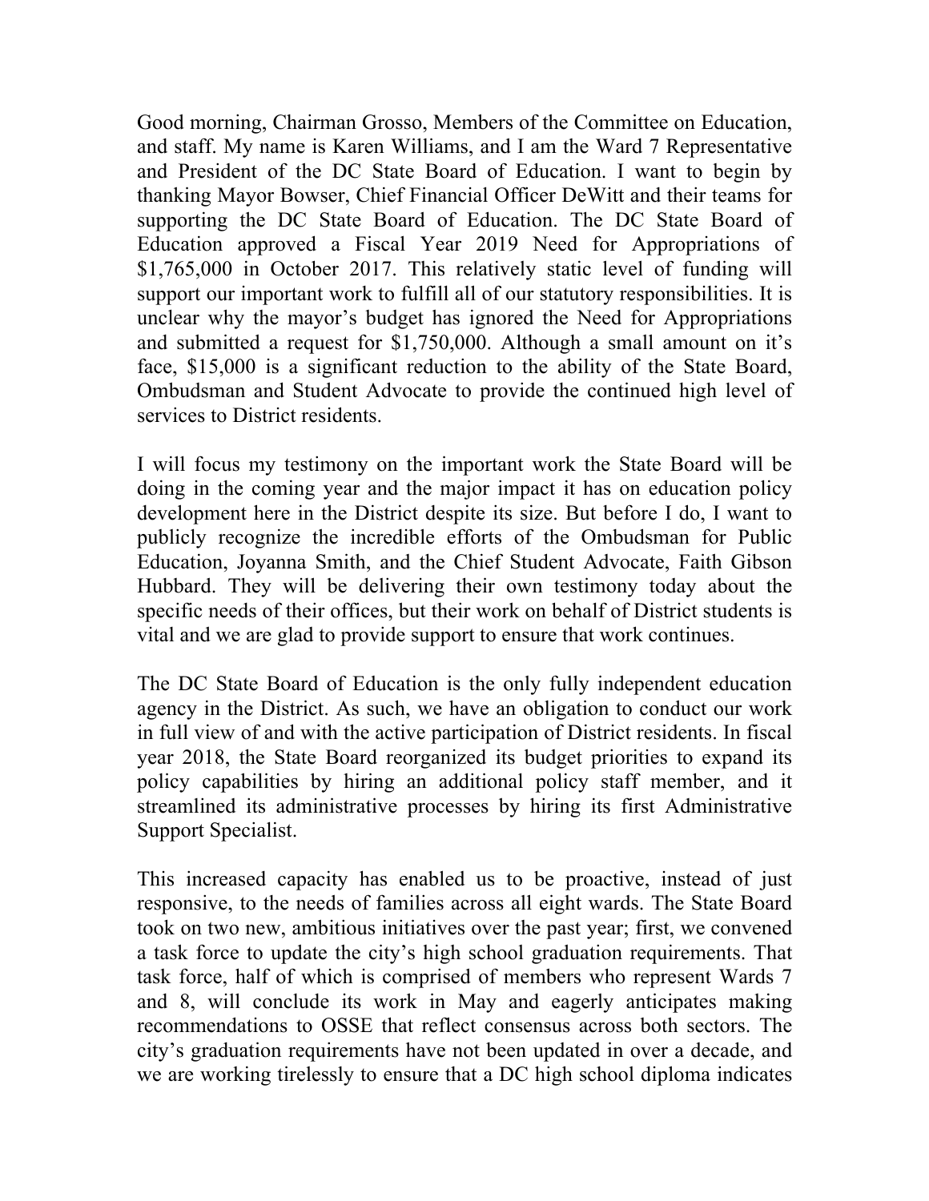Good morning, Chairman Grosso, Members of the Committee on Education, and staff. My name is Karen Williams, and I am the Ward 7 Representative and President of the DC State Board of Education. I want to begin by thanking Mayor Bowser, Chief Financial Officer DeWitt and their teams for supporting the DC State Board of Education. The DC State Board of Education approved a Fiscal Year 2019 Need for Appropriations of $1,765,000 in October 2017. This relatively static level of funding will support our important work to fulfill all of our statutory responsibilities. It is unclear why the mayor's budget has ignored the Need for Appropriations and submitted a request for $1,750,000. Although a small amount on it's face, $15,000 is a significant reduction to the ability of the State Board, Ombudsman and Student Advocate to provide the continued high level of services to District residents.

I will focus my testimony on the important work the State Board will be doing in the coming year and the major impact it has on education policy development here in the District despite its size. But before I do, I want to publicly recognize the incredible efforts of the Ombudsman for Public Education, Joyanna Smith, and the Chief Student Advocate, Faith Gibson Hubbard. They will be delivering their own testimony today about the specific needs of their offices, but their work on behalf of District students is vital and we are glad to provide support to ensure that work continues.

The DC State Board of Education is the only fully independent education agency in the District. As such, we have an obligation to conduct our work in full view of and with the active participation of District residents. In fiscal year 2018, the State Board reorganized its budget priorities to expand its policy capabilities by hiring an additional policy staff member, and it streamlined its administrative processes by hiring its first Administrative Support Specialist.

This increased capacity has enabled us to be proactive, instead of just responsive, to the needs of families across all eight wards. The State Board took on two new, ambitious initiatives over the past year; first, we convened a task force to update the city's high school graduation requirements. That task force, half of which is comprised of members who represent Wards 7 and 8, will conclude its work in May and eagerly anticipates making recommendations to OSSE that reflect consensus across both sectors. The city's graduation requirements have not been updated in over a decade, and we are working tirelessly to ensure that a DC high school diploma indicates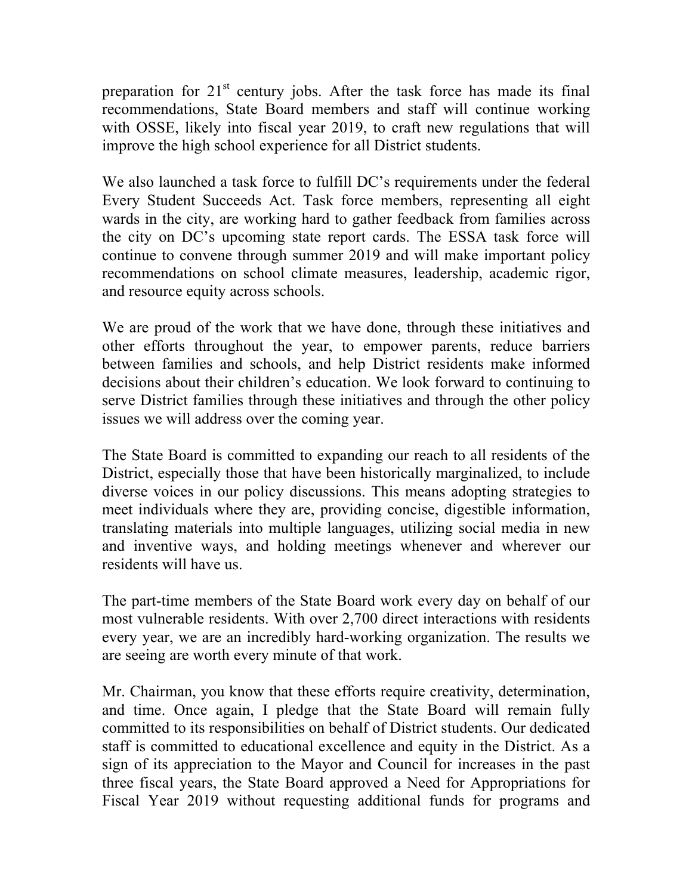preparation for 21st century jobs. After the task force has made its final recommendations, State Board members and staff will continue working with OSSE, likely into fiscal year 2019, to craft new regulations that will improve the high school experience for all District students.

We also launched a task force to fulfill DC's requirements under the federal Every Student Succeeds Act. Task force members, representing all eight wards in the city, are working hard to gather feedback from families across the city on DC's upcoming state report cards. The ESSA task force will continue to convene through summer 2019 and will make important policy recommendations on school climate measures, leadership, academic rigor, and resource equity across schools.

We are proud of the work that we have done, through these initiatives and other efforts throughout the year, to empower parents, reduce barriers between families and schools, and help District residents make informed decisions about their children's education. We look forward to continuing to serve District families through these initiatives and through the other policy issues we will address over the coming year.

The State Board is committed to expanding our reach to all residents of the District, especially those that have been historically marginalized, to include diverse voices in our policy discussions. This means adopting strategies to meet individuals where they are, providing concise, digestible information, translating materials into multiple languages, utilizing social media in new and inventive ways, and holding meetings whenever and wherever our residents will have us.

The part-time members of the State Board work every day on behalf of our most vulnerable residents. With over 2,700 direct interactions with residents every year, we are an incredibly hard-working organization. The results we are seeing are worth every minute of that work.

Mr. Chairman, you know that these efforts require creativity, determination, and time. Once again, I pledge that the State Board will remain fully committed to its responsibilities on behalf of District students. Our dedicated staff is committed to educational excellence and equity in the District. As a sign of its appreciation to the Mayor and Council for increases in the past three fiscal years, the State Board approved a Need for Appropriations for Fiscal Year 2019 without requesting additional funds for programs and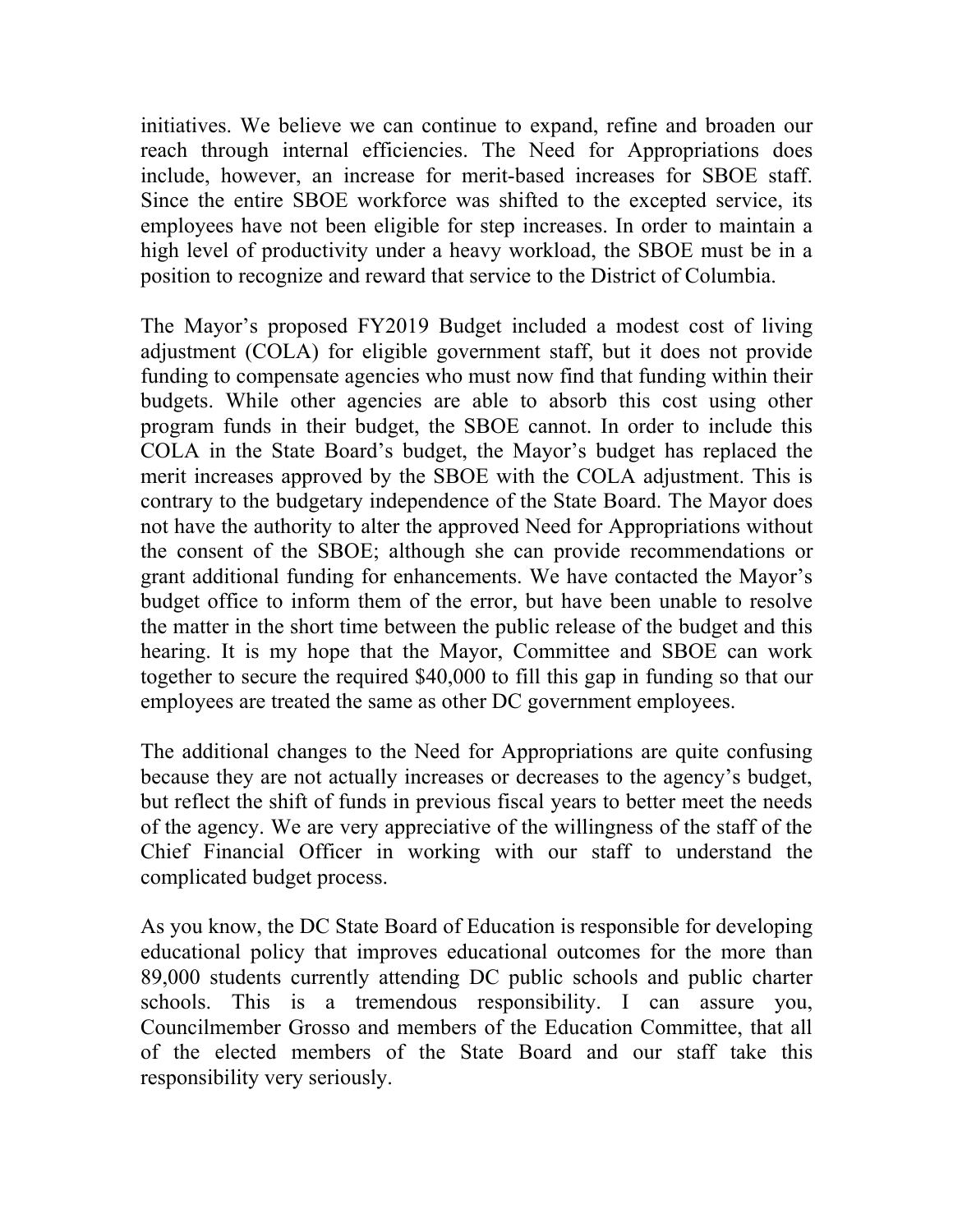initiatives. We believe we can continue to expand, refine and broaden our reach through internal efficiencies. The Need for Appropriations does include, however, an increase for merit-based increases for SBOE staff. Since the entire SBOE workforce was shifted to the excepted service, its employees have not been eligible for step increases. In order to maintain a high level of productivity under a heavy workload, the SBOE must be in a position to recognize and reward that service to the District of Columbia.

The Mayor's proposed FY2019 Budget included a modest cost of living adjustment (COLA) for eligible government staff, but it does not provide funding to compensate agencies who must now find that funding within their budgets. While other agencies are able to absorb this cost using other program funds in their budget, the SBOE cannot. In order to include this COLA in the State Board's budget, the Mayor's budget has replaced the merit increases approved by the SBOE with the COLA adjustment. This is contrary to the budgetary independence of the State Board. The Mayor does not have the authority to alter the approved Need for Appropriations without the consent of the SBOE; although she can provide recommendations or grant additional funding for enhancements. We have contacted the Mayor's budget office to inform them of the error, but have been unable to resolve the matter in the short time between the public release of the budget and this hearing. It is my hope that the Mayor, Committee and SBOE can work together to secure the required $40,000 to fill this gap in funding so that our employees are treated the same as other DC government employees.

The additional changes to the Need for Appropriations are quite confusing because they are not actually increases or decreases to the agency's budget, but reflect the shift of funds in previous fiscal years to better meet the needs of the agency. We are very appreciative of the willingness of the staff of the Chief Financial Officer in working with our staff to understand the complicated budget process.

As you know, the DC State Board of Education is responsible for developing educational policy that improves educational outcomes for the more than 89,000 students currently attending DC public schools and public charter schools. This is a tremendous responsibility. I can assure you, Councilmember Grosso and members of the Education Committee, that all of the elected members of the State Board and our staff take this responsibility very seriously.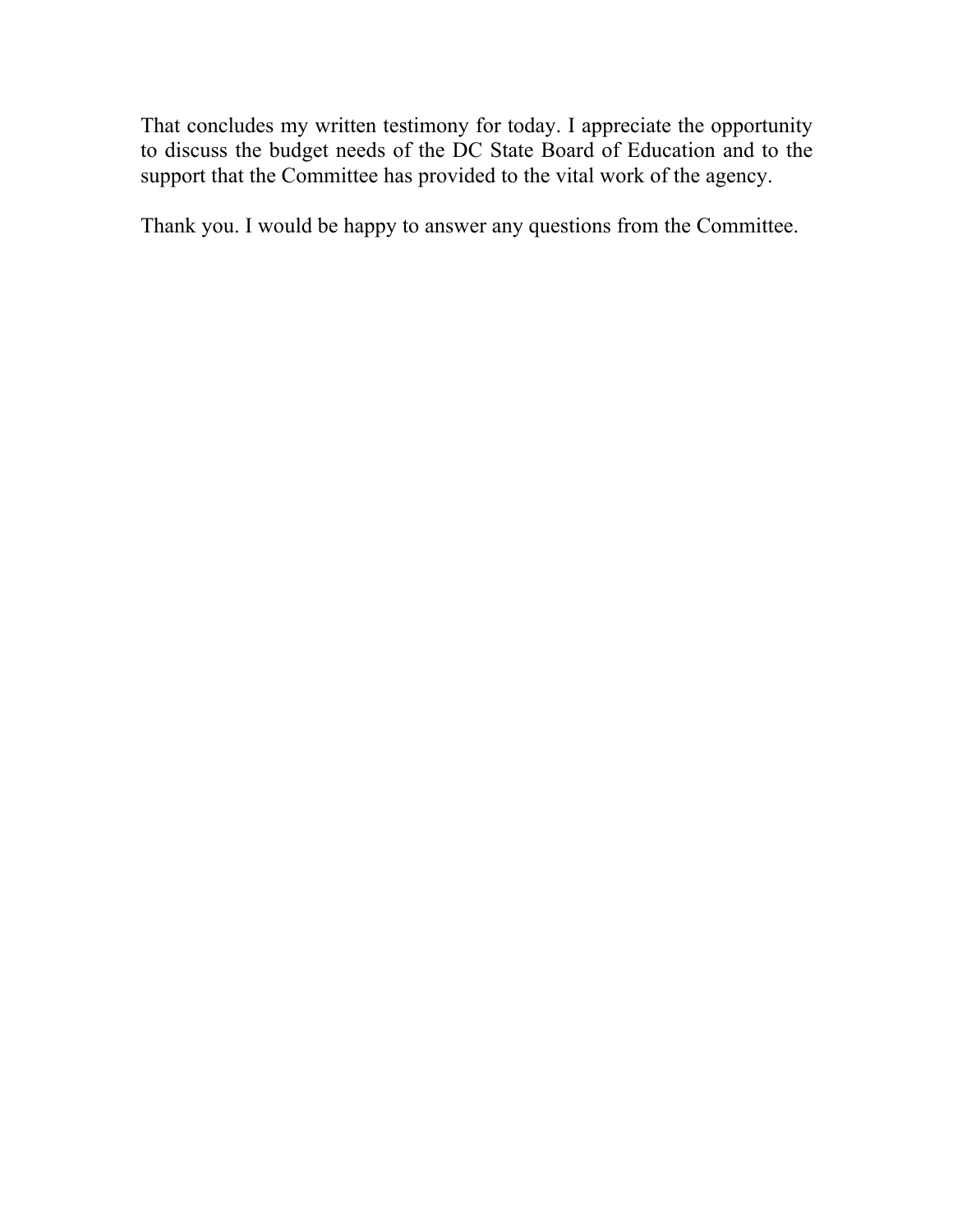That concludes my written testimony for today. I appreciate the opportunity to discuss the budget needs of the DC State Board of Education and to the support that the Committee has provided to the vital work of the agency.

Thank you. I would be happy to answer any questions from the Committee.